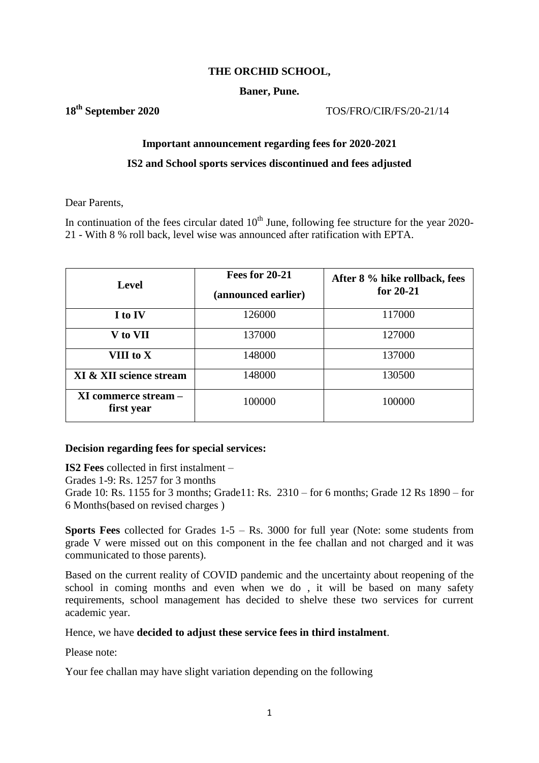**THE ORCHID SCHOOL,**

**Baner, Pune.**

**18th September 2020** TOS/FRO/CIR/FS/20-21/14

**Important announcement regarding fees for 2020-2021**

**IS2 and School sports services discontinued and fees adjusted**

Dear Parents,

In continuation of the fees circular dated 10th June, following fee structure for the year 2020-21 - With 8 % roll back, level wise was announced after ratification with EPTA.

| Level | Fees for 20-21 (announced earlier) | After 8 % hike rollback, fees for 20-21 |
|---|---|---|
| **I to IV** | 126000 | 117000 |
| **V to VII** | 137000 | 127000 |
| **VIII to X** | 148000 | 137000 |
| **XI & XII science stream** | 148000 | 130500 |
| **XI commerce stream – first year** | 100000 | 100000 |

**Decision regarding fees for special services:**

**IS2 Fees** collected in first instalment –
Grades 1-9: Rs. 1257 for 3 months
Grade 10: Rs. 1155 for 3 months; Grade11: Rs. 2310 – for 6 months; Grade 12 Rs 1890 – for 6 Months(based on revised charges )

**Sports Fees** collected for Grades 1-5 – Rs. 3000 for full year (Note: some students from grade V were missed out on this component in the fee challan and not charged and it was communicated to those parents).

Based on the current reality of COVID pandemic and the uncertainty about reopening of the school in coming months and even when we do , it will be based on many safety requirements, school management has decided to shelve these two services for current academic year.

Hence, we have **decided to adjust these service fees in third instalment**.

Please note:

Your fee challan may have slight variation depending on the following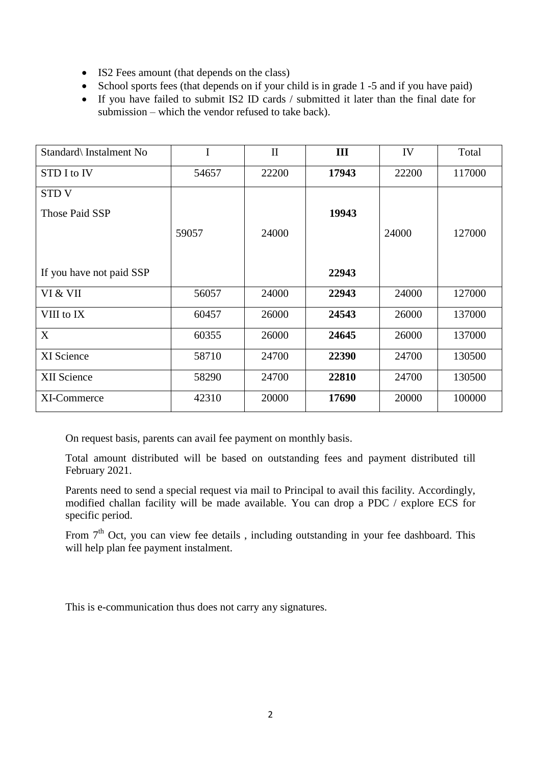- IS2 Fees amount (that depends on the class)
- School sports fees (that depends on if your child is in grade 1 -5 and if you have paid)
- If you have failed to submit IS2 ID cards / submitted it later than the final date for submission – which the vendor refused to take back).

| Standard\ Instalment No | I | II | III | IV | Total |
|---|---|---|---|---|---|
| STD I to IV | 54657 | 22200 | **17943** | 22200 | 117000 |
| STD V<br>Those Paid SSP<br><br>If you have not paid SSP | 59057 | 24000 | **19943**<br><br>**22943** | 24000 | 127000 |
| VI & VII | 56057 | 24000 | **22943** | 24000 | 127000 |
| VIII to IX | 60457 | 26000 | **24543** | 26000 | 137000 |
| X | 60355 | 26000 | **24645** | 26000 | 137000 |
| XI Science | 58710 | 24700 | **22390** | 24700 | 130500 |
| XII Science | 58290 | 24700 | **22810** | 24700 | 130500 |
| XI-Commerce | 42310 | 20000 | **17690** | 20000 | 100000 |

On request basis, parents can avail fee payment on monthly basis.

Total amount distributed will be based on outstanding fees and payment distributed till February 2021.

Parents need to send a special request via mail to Principal to avail this facility. Accordingly, modified challan facility will be made available. You can drop a PDC / explore ECS for specific period.

From 7th Oct, you can view fee details , including outstanding in your fee dashboard. This will help plan fee payment instalment.

This is e-communication thus does not carry any signatures.